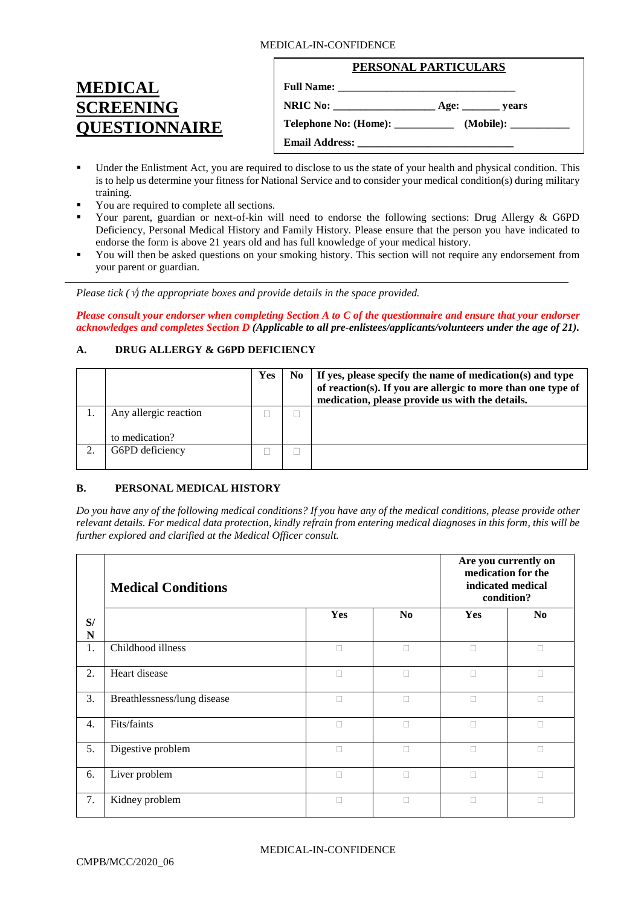# MEDICAL SCREENING QUESTIONNAIRE

**PERSONAL PARTICULARS**

**Full Name:** ________________________________

**NRIC No:** __________________ **Age:** ______ **years**

**Telephone No: (Home):** __________ **(Mobile):** __________

**Email Address:** ____________________________

- Under the Enlistment Act, you are required to disclose to us the state of your health and physical condition. This is to help us determine your fitness for National Service and to consider your medical condition(s) during military training.
- You are required to complete all sections.
- Your parent, guardian or next-of-kin will need to endorse the following sections: Drug Allergy & G6PD Deficiency, Personal Medical History and Family History. Please ensure that the person you have indicated to endorse the form is above 21 years old and has full knowledge of your medical history.
- You will then be asked questions on your smoking history. This section will not require any endorsement from your parent or guardian.

---

*Please tick ( √) the appropriate boxes and provide details in the space provided.*

***Please consult your endorser when completing Section A to C of the questionnaire and ensure that your endorser acknowledges and completes Section D (Applicable to all pre-enlistees/applicants/volunteers under the age of 21).***

## A. DRUG ALLERGY & G6PD DEFICIENCY

| | | Yes | No | If yes, please specify the name of medication(s) and type of reaction(s). If you are allergic to more than one type of medication, please provide us with the details. |
|---|---|---|---|---|
| 1. | Any allergic reaction to medication? | ☐ | ☐ | |
| 2. | G6PD deficiency | ☐ | ☐ | |

## B. PERSONAL MEDICAL HISTORY

*Do you have any of the following medical conditions? If you have any of the medical conditions, please provide other relevant details. For medical data protection, kindly refrain from entering medical diagnoses in this form, this will be further explored and clarified at the Medical Officer consult.*

| S/N | Medical Conditions | | | Are you currently on medication for the indicated medical condition? | |
|---|---|---|---|---|---|
| | | Yes | No | Yes | No |
| 1. | Childhood illness | ☐ | ☐ | ☐ | ☐ |
| 2. | Heart disease | ☐ | ☐ | ☐ | ☐ |
| 3. | Breathlessness/lung disease | ☐ | ☐ | ☐ | ☐ |
| 4. | Fits/faints | ☐ | ☐ | ☐ | ☐ |
| 5. | Digestive problem | ☐ | ☐ | ☐ | ☐ |
| 6. | Liver problem | ☐ | ☐ | ☐ | ☐ |
| 7. | Kidney problem | ☐ | ☐ | ☐ | ☐ |

CMPB/MCC/2020_06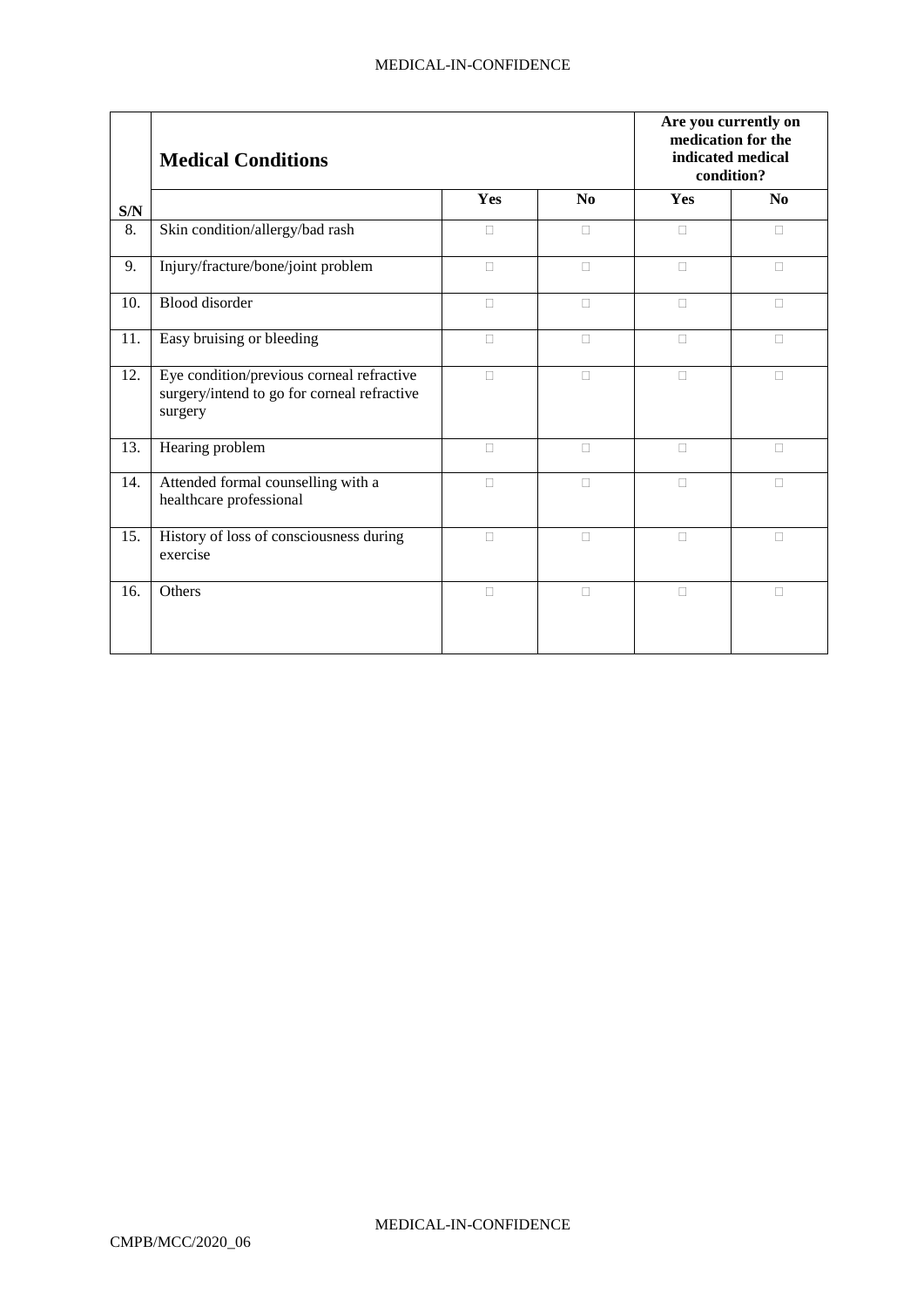| S/N | **Medical Conditions** | Yes | No | **Are you currently on medication for the indicated medical condition?** Yes | No |
|---|---|---|---|---|---|
| 8. | Skin condition/allergy/bad rash | ☐ | ☐ | ☐ | ☐ |
| 9. | Injury/fracture/bone/joint problem | ☐ | ☐ | ☐ | ☐ |
| 10. | Blood disorder | ☐ | ☐ | ☐ | ☐ |
| 11. | Easy bruising or bleeding | ☐ | ☐ | ☐ | ☐ |
| 12. | Eye condition/previous corneal refractive surgery/intend to go for corneal refractive surgery | ☐ | ☐ | ☐ | ☐ |
| 13. | Hearing problem | ☐ | ☐ | ☐ | ☐ |
| 14. | Attended formal counselling with a healthcare professional | ☐ | ☐ | ☐ | ☐ |
| 15. | History of loss of consciousness during exercise | ☐ | ☐ | ☐ | ☐ |
| 16. | Others | ☐ | ☐ | ☐ | ☐ |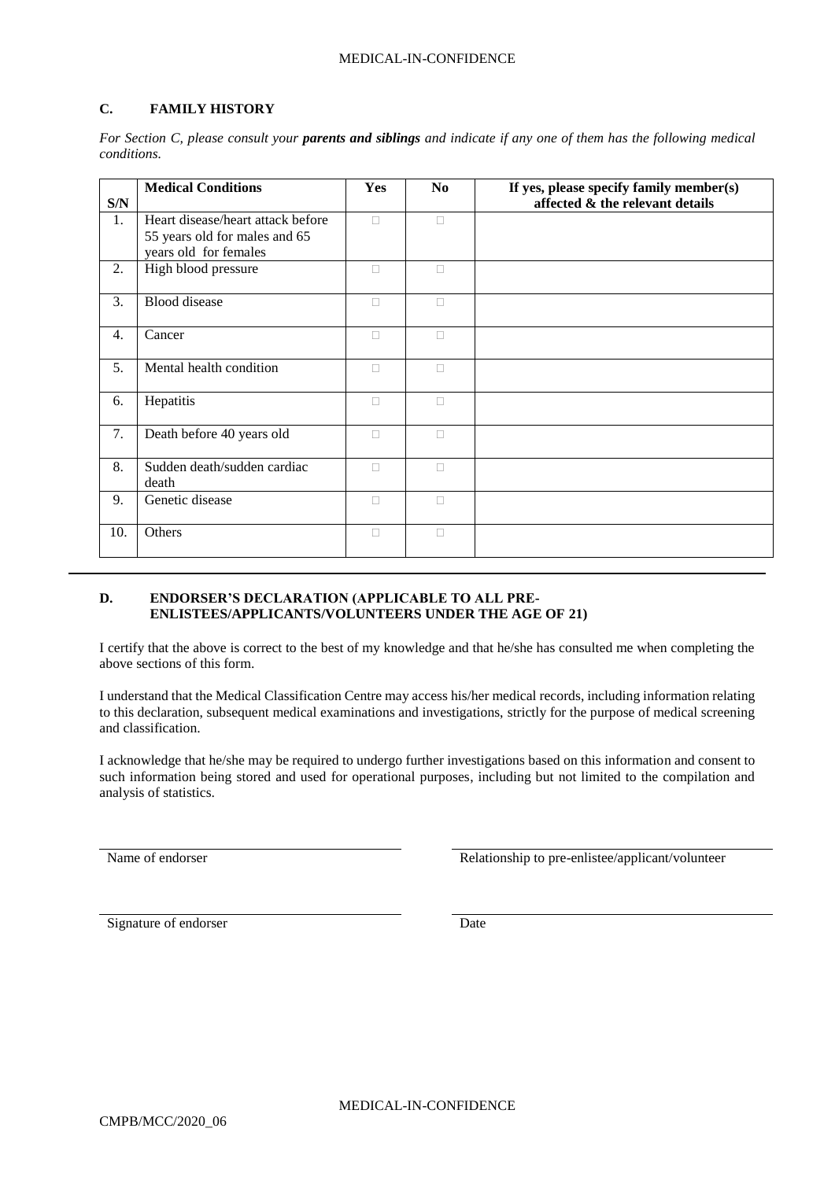## C. FAMILY HISTORY

*For Section C, please consult your **parents and siblings** and indicate if any one of them has the following medical conditions.*

| S/N | Medical Conditions | Yes | No | If yes, please specify family member(s) affected & the relevant details |
|---|---|---|---|---|
| 1. | Heart disease/heart attack before 55 years old for males and 65 years old for females | □ | □ | |
| 2. | High blood pressure | □ | □ | |
| 3. | Blood disease | □ | □ | |
| 4. | Cancer | □ | □ | |
| 5. | Mental health condition | □ | □ | |
| 6. | Hepatitis | □ | □ | |
| 7. | Death before 40 years old | □ | □ | |
| 8. | Sudden death/sudden cardiac death | □ | □ | |
| 9. | Genetic disease | □ | □ | |
| 10. | Others | □ | □ | |

## D. ENDORSER'S DECLARATION (APPLICABLE TO ALL PRE-ENLISTEES/APPLICANTS/VOLUNTEERS UNDER THE AGE OF 21)

I certify that the above is correct to the best of my knowledge and that he/she has consulted me when completing the above sections of this form.

I understand that the Medical Classification Centre may access his/her medical records, including information relating to this declaration, subsequent medical examinations and investigations, strictly for the purpose of medical screening and classification.

I acknowledge that he/she may be required to undergo further investigations based on this information and consent to such information being stored and used for operational purposes, including but not limited to the compilation and analysis of statistics.

\_\_\_\_\_\_\_\_\_\_\_\_\_\_\_\_\_\_\_\_\_\_\_\_\_\_\_\_\_\_\_\_\_\_\_\_\_\_\_\_ \_\_\_\_\_\_\_\_\_\_\_\_\_\_\_\_\_\_\_\_\_\_\_\_\_\_\_\_\_\_\_\_\_\_\_\_\_\_\_\_

Name of endorser | Relationship to pre-enlistee/applicant/volunteer

\_\_\_\_\_\_\_\_\_\_\_\_\_\_\_\_\_\_\_\_\_\_\_\_\_\_\_\_\_\_\_\_\_\_\_\_\_\_\_\_ \_\_\_\_\_\_\_\_\_\_\_\_\_\_\_\_\_\_\_\_\_\_\_\_\_\_\_\_\_\_\_\_\_\_\_\_\_\_\_\_

Signature of endorser | Date

CMPB/MCC/2020_06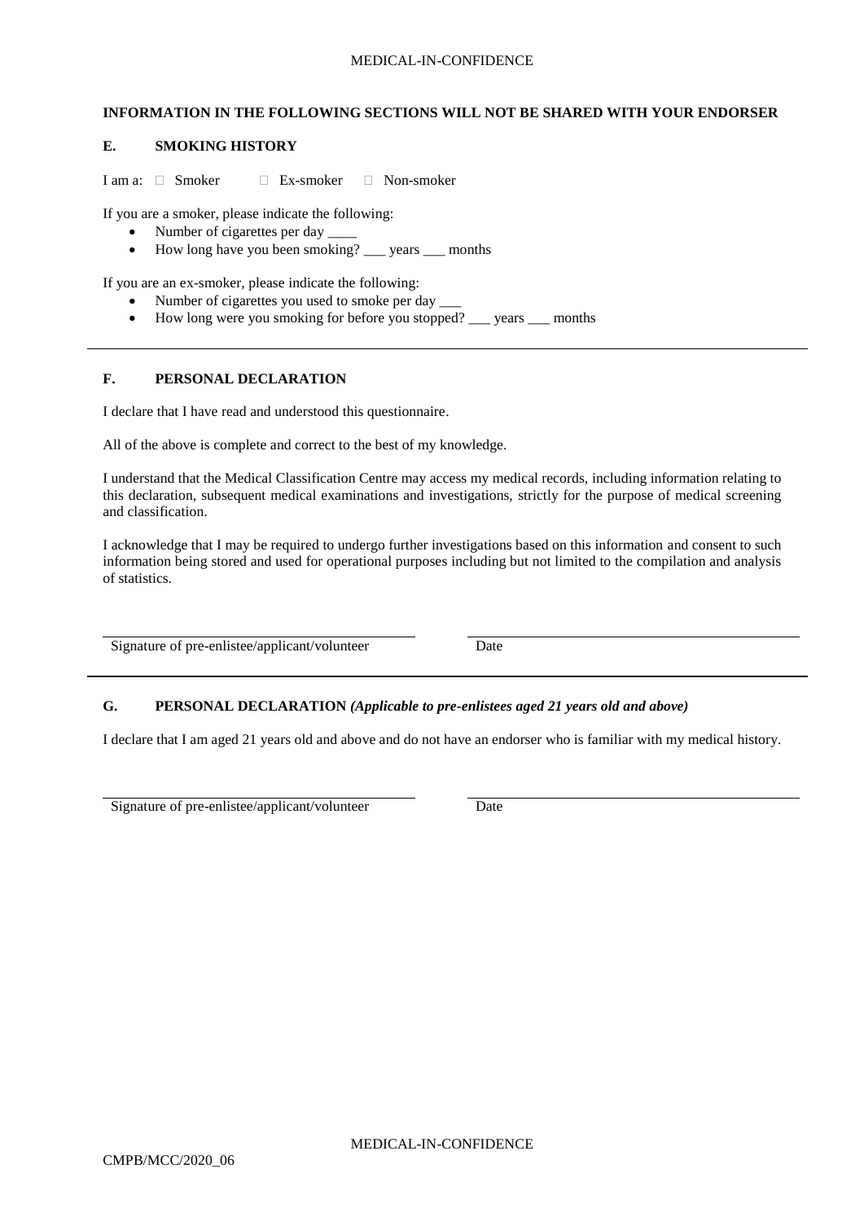**INFORMATION IN THE FOLLOWING SECTIONS WILL NOT BE SHARED WITH YOUR ENDORSER**

## E. SMOKING HISTORY

I am a: ☐ Smoker ☐ Ex-smoker ☐ Non-smoker

If you are a smoker, please indicate the following:

- Number of cigarettes per day ____
- How long have you been smoking? ___ years ___ months

If you are an ex-smoker, please indicate the following:

- Number of cigarettes you used to smoke per day ___
- How long were you smoking for before you stopped? ___ years ___ months

---

## F. PERSONAL DECLARATION

I declare that I have read and understood this questionnaire.

All of the above is complete and correct to the best of my knowledge.

I understand that the Medical Classification Centre may access my medical records, including information relating to this declaration, subsequent medical examinations and investigations, strictly for the purpose of medical screening and classification.

I acknowledge that I may be required to undergo further investigations based on this information and consent to such information being stored and used for operational purposes including but not limited to the compilation and analysis of statistics.

\_\_\_\_\_\_\_\_\_\_\_\_\_\_\_\_\_\_\_\_\_\_\_\_\_\_\_\_\_\_\_\_\_\_\_\_\_\_\_\_ \_\_\_\_\_\_\_\_\_\_\_\_\_\_\_\_\_\_\_\_\_\_\_\_\_\_\_\_\_\_\_\_\_\_\_\_\_\_\_\_

Signature of pre-enlistee/applicant/volunteer Date

---

## G. PERSONAL DECLARATION *(Applicable to pre-enlistees aged 21 years old and above)*

I declare that I am aged 21 years old and above and do not have an endorser who is familiar with my medical history.

\_\_\_\_\_\_\_\_\_\_\_\_\_\_\_\_\_\_\_\_\_\_\_\_\_\_\_\_\_\_\_\_\_\_\_\_\_\_\_\_ \_\_\_\_\_\_\_\_\_\_\_\_\_\_\_\_\_\_\_\_\_\_\_\_\_\_\_\_\_\_\_\_\_\_\_\_\_\_\_\_

Signature of pre-enlistee/applicant/volunteer Date

CMPB/MCC/2020_06